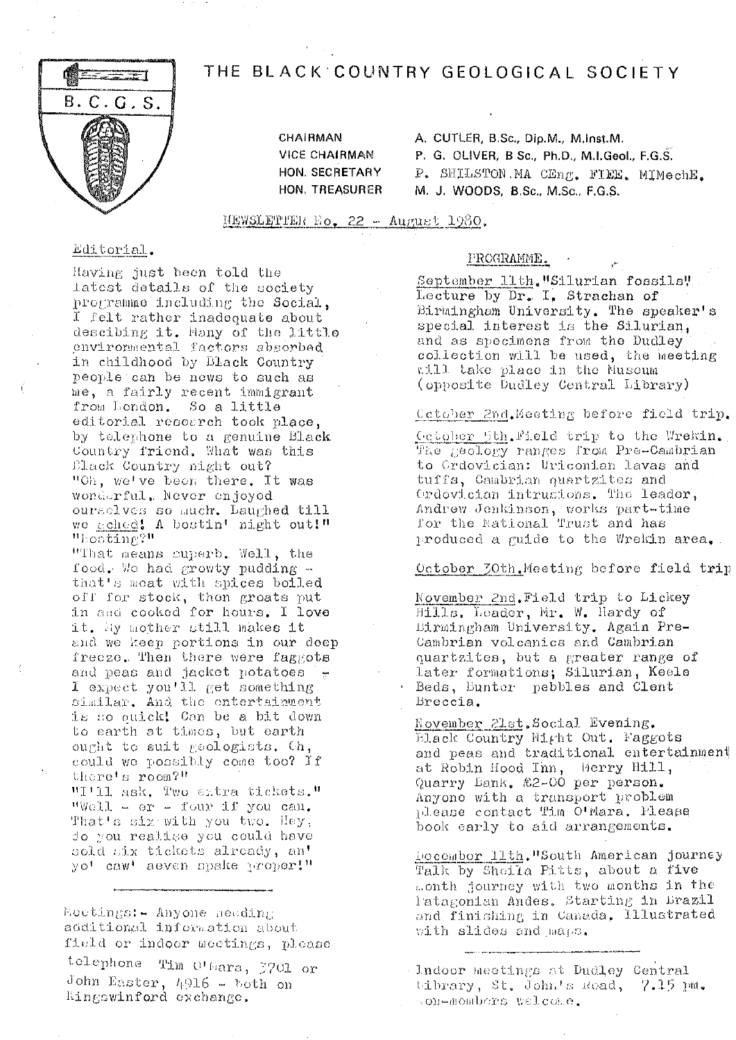# THE BLACK COUNTRY GEOLOGICAL SOCIETY

B.C.G.S.

| | |
|---|---|
| CHAIRMAN | A. CUTLER, B.Sc., Dip.M., M.Inst.M. |
| VICE CHAIRMAN | P. G. OLIVER, B Sc., Ph.D., M.I.Geol., F.G.S. |
| HON. SECRETARY | P. SHILSTON, MA CEng. FIEE. MIMechE. |
| HON. TREASURER | M. J. WOODS, B.Sc., M.Sc., F.G.S. |

NEWSLETTER No. 22 - August 1980.

## Editorial.

Having just been told the latest details of the society programme including the Social, I felt rather inadequate about descibing it. Many of the little environmental factors absorbed in childhood by Black Country people can be news to such as me, a fairly recent immigrant from London. So a little editorial research took place, by telephone to a genuine Black Country friend. What was this Black Country night out?

"Oh, we've been there. It was wonderful. Never enjoyed ourselves so much. Laughed till we ached! A bostin' night out!"

"Bosting?"

"That means superb. Well, the food. We had growty pudding - that's meat with spices boiled off for stock, then groats put in and cooked for hours. I love it. My mother still makes it and we keep portions in our deep freeze. Then there were faggots and peas and jacket potatoes - I expect you'll get something similar. And the entertainment is so quick! Can be a bit down to earth at times, but earth ought to suit geologists. Oh, could we possibly come too? If there's room?"

"I'll ask. Two extra tickets."

"Well - er - four if you can. That's six with you two. Hey, do you realise you could have sold six tickets already, an' yo' caw' aeven spake proper!"

---

Meetings:- Anyone needing additional information about field or indoor meetings, please telephone Tim O'Mara, 3701 or John Easter, 4916 - both on Kingswinford exchange.

## PROGRAMME.

September 11th. "Silurian fossils". Lecture by Dr. I. Strachan of Birmingham University. The speaker's special interest is the Silurian, and as specimens from the Dudley collection will be used, the meeting will take place in the Museum (opposite Dudley Central Library)

October 2nd. Meeting before field trip.

October 5th. Field trip to the Wrekin. The geology ranges from Pre-Cambrian to Ordovician: Uriconian lavas and tuffs, Cambrian quartzites and Ordovician intrusions. The leader, Andrew Jenkinson, works part-time for the National Trust and has produced a guide to the Wrekin area.

October 30th. Meeting before field trip

November 2nd. Field trip to Lickey Hills. Leader, Mr. W. Hardy of Birmingham University. Again Pre-Cambrian volcanics and Cambrian quartzites, but a greater range of later formations; Silurian, Keele Beds, Bunter pebbles and Clent Breccia.

November 21st. Social Evening. Black Country Night Out. Faggots and peas and traditional entertainment at Robin Hood Inn, Merry Hill, Quarry Bank. £2-00 per person. Anyone with a transport problem please contact Tim O'Mara. Please book early to aid arrangements.

December 11th. "South American journey" Talk by Sheila Pitts, about a five month journey with two months in the Patagonian Andes. Starting in Brazil and finishing in Canada. Illustrated with slides and maps.

---

Indoor meetings at Dudley Central Library, St. John's Road, 7.15 pm. Non-members welcome.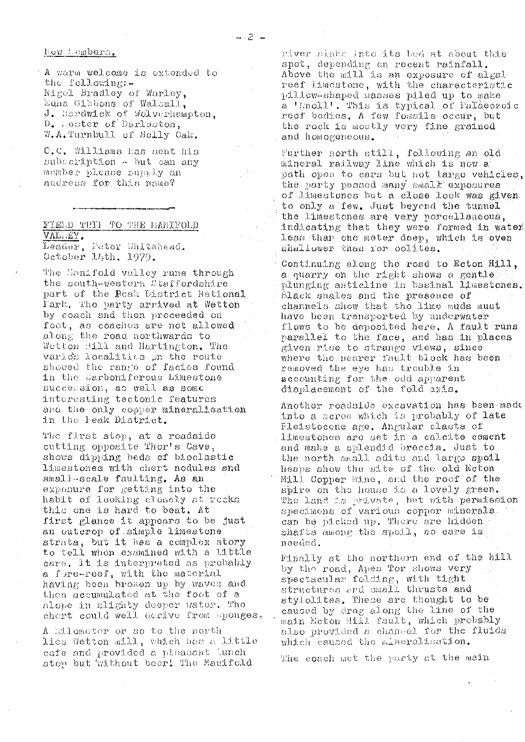## New Members.

A warm welcome is extended to the following:-
Nigel Bradley of Warley,
Edna Gibbons of Walsall,
J. Hardwick of Wolverhampton,
D. Foster of Darlaston,
W.A.Turnbull of Selly Oak.

C.C. Williams has sent his subscription - but can any member please supply an address for this name?

---

## FIELD TRIP TO THE MANIFOLD VALLEY.

Leader, Peter Whitehead.
October 14th. 1979.

The Manifold valley runs through the south-western Staffordshire part of the Peak District National Park. The party arrived at Wetton by coach and then proceeded on foot, as coaches are not allowed along the road northwards to Wetton Mill and Hartington. The various localities on the route showed the range of facies found in the Carboniferous Limestone succession, as well as some interesting tectonic features and the only copper mineralisation in the Peak District.

The first stop, at a roadside cutting opposite Thor's Cave, shows dipping beds of bioclastic limestones with chert nodules and small-scale faulting. As an exposure for getting into the habit of looking closely at rocks this one is hard to beat. At first glance it appears to be just an outcrop of simple limestone strata, but it has a complex story to tell when examined with a little care. It is interpreted as probably a fore-reef, with the material having been broken up by waves and then accumulated at the foot of a slope in slighty deeper water. The chert could well derive from sponges.

A kilometer or so to the north lies Wetton Mill, which has a little cafe and provided a pleasant lunch stop but without beer! The Manifold river sinks into its bed at about this spot, depending on recent rainfall. Above the mill is an exposure of algal reef limestone, with the characteristic pillow-shaped masses piled up to make a 'Knoll'. This is typical of Palaeozoic reef bodies. A few fossils occur, but the rock is mostly very fine grained and homogeneous.

Further north still, following an old mineral railway line which is now a path open to cars but not large vehicles, the party passed many small exposures of limestones but a close look was given to only a few. Just beyond the tunnel the limestones are very porcellaneous, indicating that they were formed in water less than one meter deep, which is even shallower than for oolites.

Continuing along the road to Ecton Hill, a quarry on the right shows a gentle plunging anticline in basinal limestones. Black shales and the presence of channels show that the lime muds must have been transported by underwater flows to be deposited here. A fault runs parallel to the face, and has in places given rise to strange views, since where the nearer fault block has been removed the eye has trouble in accounting for the odd apparent displacement of the fold axis.

Another roadside excavation has been made into a scree which is probably of late Pleistocene age. Angular clasts of limestones are set in a calcite cement and make a splendid breccia. Just to the north small adits and large spoil heaps show the site of the old Ecton Mill Copper Mine, and the roof of the spire on the house is a lovely green. The land is private, but with permission specimens of various copper minerals can be picked up. There are hidden shafts among the spoil, so care is needed.

Finally at the northern end of the hill by the road, Apes Tor shows very spectacular folding, with tight structures and small thrusts and stylolites. These are thought to be caused by drag along the line of the main Ecton Hill fault, which probably also provided a channel for the fluids which caused the mineralisation.

The coach met the party at the main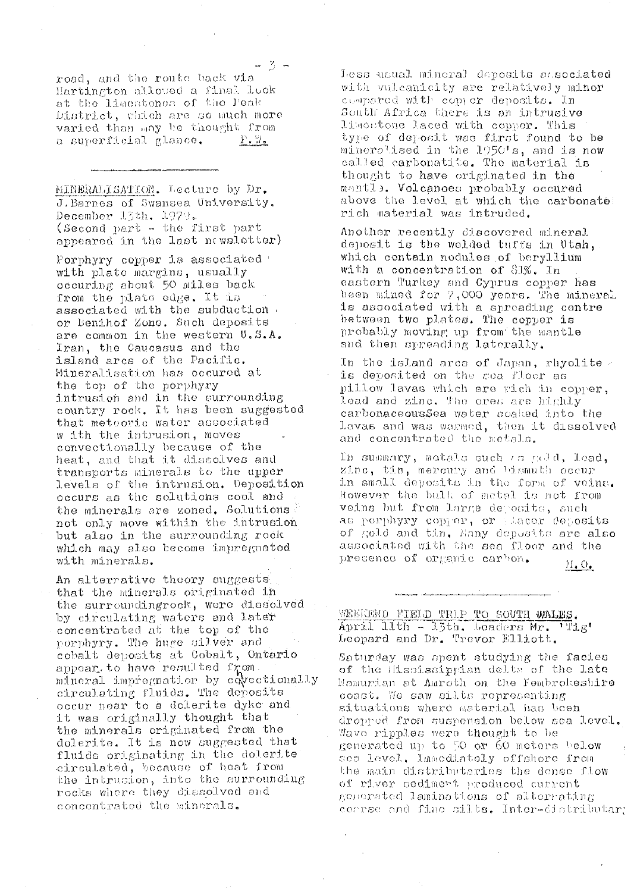road, and the route back via Hartington allowed a final look at the limestones of the Peak District, which are so much more varied than may be thought from a superficial glance. P.W.

---

**MINERALISATION.** Lecture by Dr. J.Barnes of Swansea University, December 13th, 1979. (Second part - the first part appeared in the last newsletter)

Porphyry copper is associated with plate margins, usually occuring about 50 miles back from the plate edge. It is associated with the subduction or Benihof Zone. Such deposits are common in the western U.S.A. Iran, the Caucasus and the island arcs of the Pacific. Mineralisation has occured at the top of the porphyry intrusion and in the surrounding country rock. It has been suggested that meteoric water associated w ith the intrusion, moves convectionally because of the heat, and that it dissolves and transports minerals to the upper levels of the intrusion. Deposition occurs as the solutions cool and the minerals are zoned. Solutions not only move within the intrusion but also in the surrounding rock which may also become impregnated with minerals.

An alterrative theory suggests that the minerals originated in the surroundingrock, were dissolved by circulating waters and later concentrated at the top of the porphyry. The huge silver and cobalt deposits at Cobalt, Ontario appear to have resulted from mineral impregnation by convectionally circulating fluids. The deposits occur near to a dolerite dyke and it was originally thought that the minerals originated from the dolerite. It is now suggested that fluids originating in the dolerite circulated, because of heat from the intrusion, into the surrounding rocks where they dissolved and concentrated the minerals.

Less usual mineral deposits associated with vulcanicity are relatively minor compared with copper deposits. In South Africa there is an intrusive limestone laced with copper. This type of deposit was first found to be mineralised in the 1950's, and is now called carbonatite. The material is thought to have originated in the mantle. Volcanoes probably occured above the level at which the carbonate rich material was intruded.

Another recently discovered mineral deposit is the welded tuffs in Utah, which contain nodules of beryllium with a concentration of 81%. In eastern Turkey and Cyprus copper has been mined for 7,000 years. The mineral is associated with a spreading centre between two plates. The copper is probably moving up from the mantle and then spreading laterally.

In the island arcs of Japan, rhyolite is deposited on the sea floor as pillow lavas which are rich in copper, lead and zinc. The ores are highly carbonaceousSea water soaked into the lavas and was warmed, then it dissolved and concentrated the metals.

In summary, metals such as gold, lead, zinc, tin, mercury and bismuth occur in small deposits in the form of veins. However the bulk of metal is not from veins but from large deposits, such as porphyry copper, or placer deposits of gold and tin. Many deposits are also associated with the sea floor and the presence of organic carbon. M.O.

---

**WEEKEND FIELD TRIP TO SOUTH WALES.** April 11th - 13th. Leaders Mr. 'Tig' Leopard and Dr. Trevor Elliott.

Saturday was spent studying the facies of the Mississippian delta of the late Namurian at Amroth on the Pembrokeshire coast. We saw silts representing situations where material has been dropped from suspension below sea level. Wave ripples were thought to be generated up to 50 or 60 meters below sea level. Immediately offshore from the main distributaries the dense flow of river sediment produced current generated laminations of alternating coarse and fine silts. Inter-distributary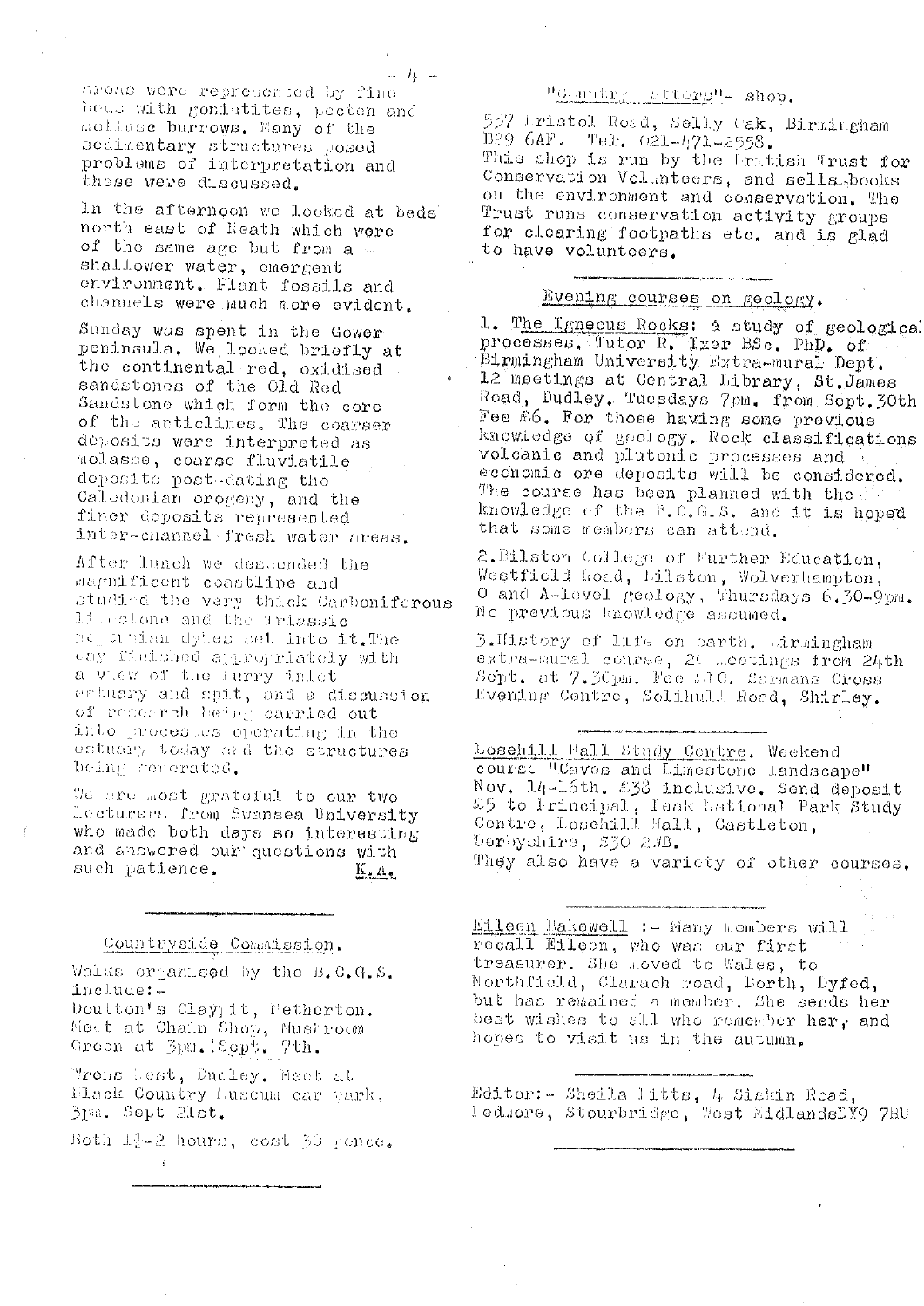areas were represented by fine beds with goniatites, pecten and mollusc burrows. Many of the sedimentary structures posed problems of interpretation and these were discussed.

In the afternoon we looked at beds north east of Neath which were of the same age but from a shallower water, emergent environment. Plant fossils and channels were much more evident.

Sunday was spent in the Gower peninsula. We looked briefly at the continental red, oxidised sandstones of the Old Red Sandstone which form the core of the anticlines. The coarser deposits were interpreted as molasse, coarse fluviatile deposits post-dating the Caledonian orogeny, and the finer deposits represented inter-channel fresh water areas.

After lunch we descended the magnificent coastline and studied the very thick Carboniferous limestone and the Triassic neptunian dykes set into it. The day finished appropriately with a view of the Burry Inlet estuary and spit, and a discussion of research being carried out into processes operating in the estuary today and the structures being generated.

We are most grateful to our two lecturers from Swansea University who made both days so interesting and answered our questions with such patience.

K.A.

## Countryside Commission.

Walks organised by the B.C.G.S. include:-

Doulton's Claypit, Netherton. Meet at Chain Shop, Mushroom Green at 3pm. Sept. 7th.

Wrens Nest, Dudley. Meet at Black Country Museum car park, 3pm. Sept 21st.

Both 1½-2 hours, cost 50 pence.

## "Country Matters"- shop.

557 Bristol Road, Selly Oak, Birmingham B29 6AF. Tel. 021-471-2558.
This shop is run by the British Trust for Conservation Volunteers, and sells books on the environment and conservation. The Trust runs conservation activity groups for clearing footpaths etc. and is glad to have volunteers.

## Evening courses on geology.

1. The Igneous Rocks: a study of geological processes. Tutor R. Ixer BSc. PhD. of Birmingham University Extra-mural Dept. 12 meetings at Central Library, St.James Road, Dudley. Tuesdays 7pm. from Sept.30th Fee £6. For those having some previous knowledge of geology. Rock classifications volcanic and plutonic processes and economic ore deposits will be considered. The course has been planned with the knowledge of the B.C.G.S. and it is hoped that some members can attend.

2. Bilston College of Further Education, Westfield Road, Bilston, Wolverhampton, O and A-level geology, Thursdays 6.30-9pm. No previous knowledge assumed.

3. History of life on earth. Birmingham extra-mural course, 20 meetings from 24th Sept. at 7.30pm. Fee £10. Sarmans Cross Evening Centre, Solihull Road, Shirley.

Losehill Hall Study Centre. Weekend course "Caves and Limestone Landscape" Nov. 14-16th. £38 inclusive. Send deposit £5 to Principal, Peak National Park Study Centre, Losehill Hall, Castleton, Derbyshire, S30 2WB.
They also have a variety of other courses.

Eileen Bakewell :- Many members will recall Eileen, who was our first treasurer. She moved to Wales, to Northfield, Clarach road, Borth, Dyfed, but has remained a member. She sends her best wishes to all who remember her, and hopes to visit us in the autumn.

Editor:- Sheila Mitts, 4 Siskin Road, Pedmore, Stourbridge, West MidlandsDY9 7HU